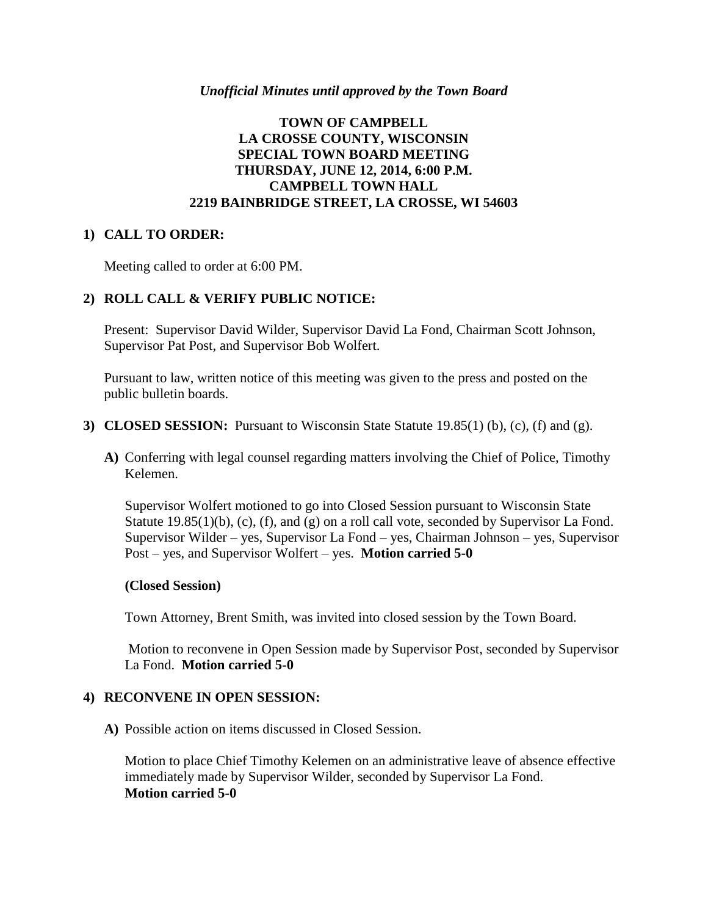*Unofficial Minutes until approved by the Town Board*

# TOWN OF CAMPBELL
# LA CROSSE COUNTY, WISCONSIN
# SPECIAL TOWN BOARD MEETING
# THURSDAY, JUNE 12, 2014, 6:00 P.M.
# CAMPBELL TOWN HALL
# 2219 BAINBRIDGE STREET, LA CROSSE, WI 54603

## 1) CALL TO ORDER:

Meeting called to order at 6:00 PM.

## 2) ROLL CALL & VERIFY PUBLIC NOTICE:

Present: Supervisor David Wilder, Supervisor David La Fond, Chairman Scott Johnson, Supervisor Pat Post, and Supervisor Bob Wolfert.

Pursuant to law, written notice of this meeting was given to the press and posted on the public bulletin boards.

## 3) CLOSED SESSION: 
Pursuant to Wisconsin State Statute 19.85(1) (b), (c), (f) and (g).

**A)** Conferring with legal counsel regarding matters involving the Chief of Police, Timothy Kelemen.

Supervisor Wolfert motioned to go into Closed Session pursuant to Wisconsin State Statute 19.85(1)(b), (c), (f), and (g) on a roll call vote, seconded by Supervisor La Fond. Supervisor Wilder – yes, Supervisor La Fond – yes, Chairman Johnson – yes, Supervisor Post – yes, and Supervisor Wolfert – yes. **Motion carried 5-0**

**(Closed Session)**

Town Attorney, Brent Smith, was invited into closed session by the Town Board.

Motion to reconvene in Open Session made by Supervisor Post, seconded by Supervisor La Fond. **Motion carried 5-0**

## 4) RECONVENE IN OPEN SESSION:

**A)** Possible action on items discussed in Closed Session.

Motion to place Chief Timothy Kelemen on an administrative leave of absence effective immediately made by Supervisor Wilder, seconded by Supervisor La Fond.
**Motion carried 5-0**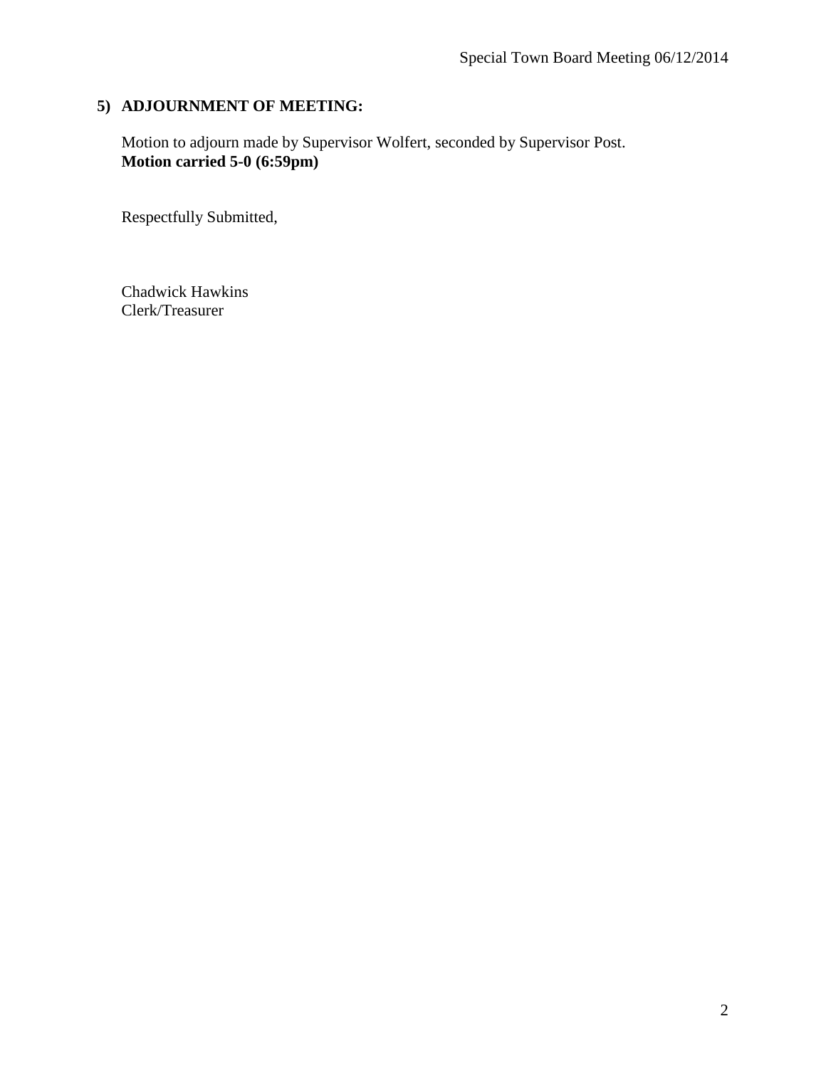## 5) ADJOURNMENT OF MEETING:

Motion to adjourn made by Supervisor Wolfert, seconded by Supervisor Post.
**Motion carried 5-0 (6:59pm)**

Respectfully Submitted,

Chadwick Hawkins
Clerk/Treasurer